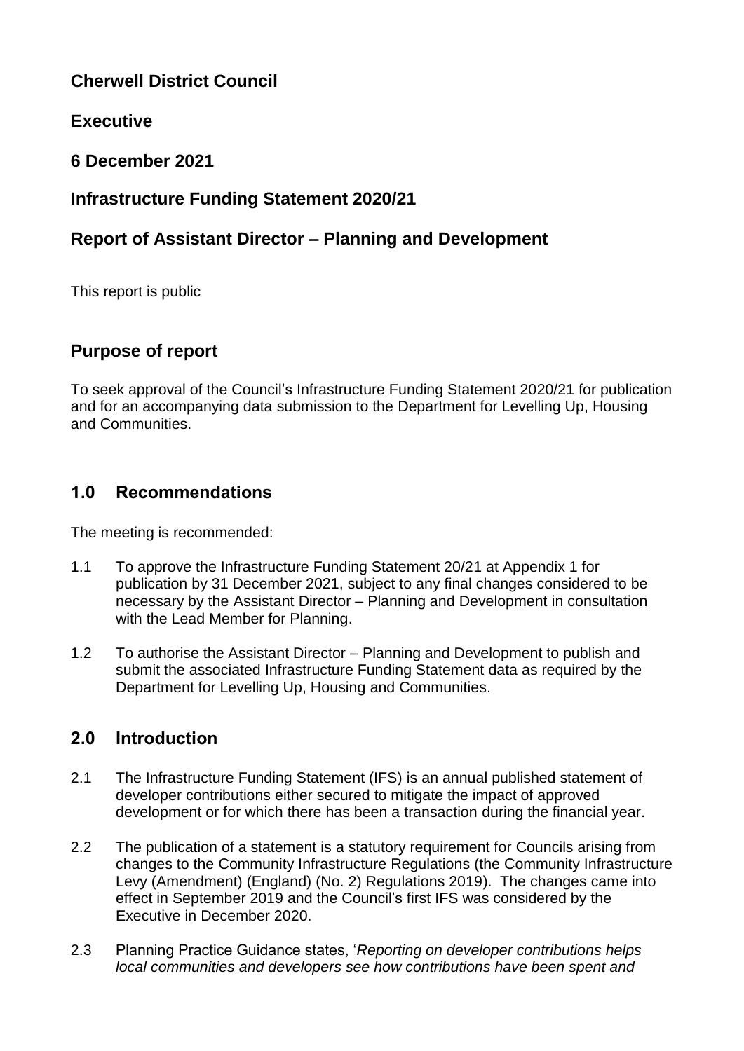# Cherwell District Council

## Executive

## 6 December 2021

## Infrastructure Funding Statement 2020/21

## Report of Assistant Director – Planning and Development

This report is public

## Purpose of report

To seek approval of the Council's Infrastructure Funding Statement 2020/21 for publication and for an accompanying data submission to the Department for Levelling Up, Housing and Communities.

## 1.0 Recommendations

The meeting is recommended:

1.1 To approve the Infrastructure Funding Statement 20/21 at Appendix 1 for publication by 31 December 2021, subject to any final changes considered to be necessary by the Assistant Director – Planning and Development in consultation with the Lead Member for Planning.

1.2 To authorise the Assistant Director – Planning and Development to publish and submit the associated Infrastructure Funding Statement data as required by the Department for Levelling Up, Housing and Communities.

## 2.0 Introduction

2.1 The Infrastructure Funding Statement (IFS) is an annual published statement of developer contributions either secured to mitigate the impact of approved development or for which there has been a transaction during the financial year.

2.2 The publication of a statement is a statutory requirement for Councils arising from changes to the Community Infrastructure Regulations (the Community Infrastructure Levy (Amendment) (England) (No. 2) Regulations 2019). The changes came into effect in September 2019 and the Council's first IFS was considered by the Executive in December 2020.

2.3 Planning Practice Guidance states, '*Reporting on developer contributions helps local communities and developers see how contributions have been spent and*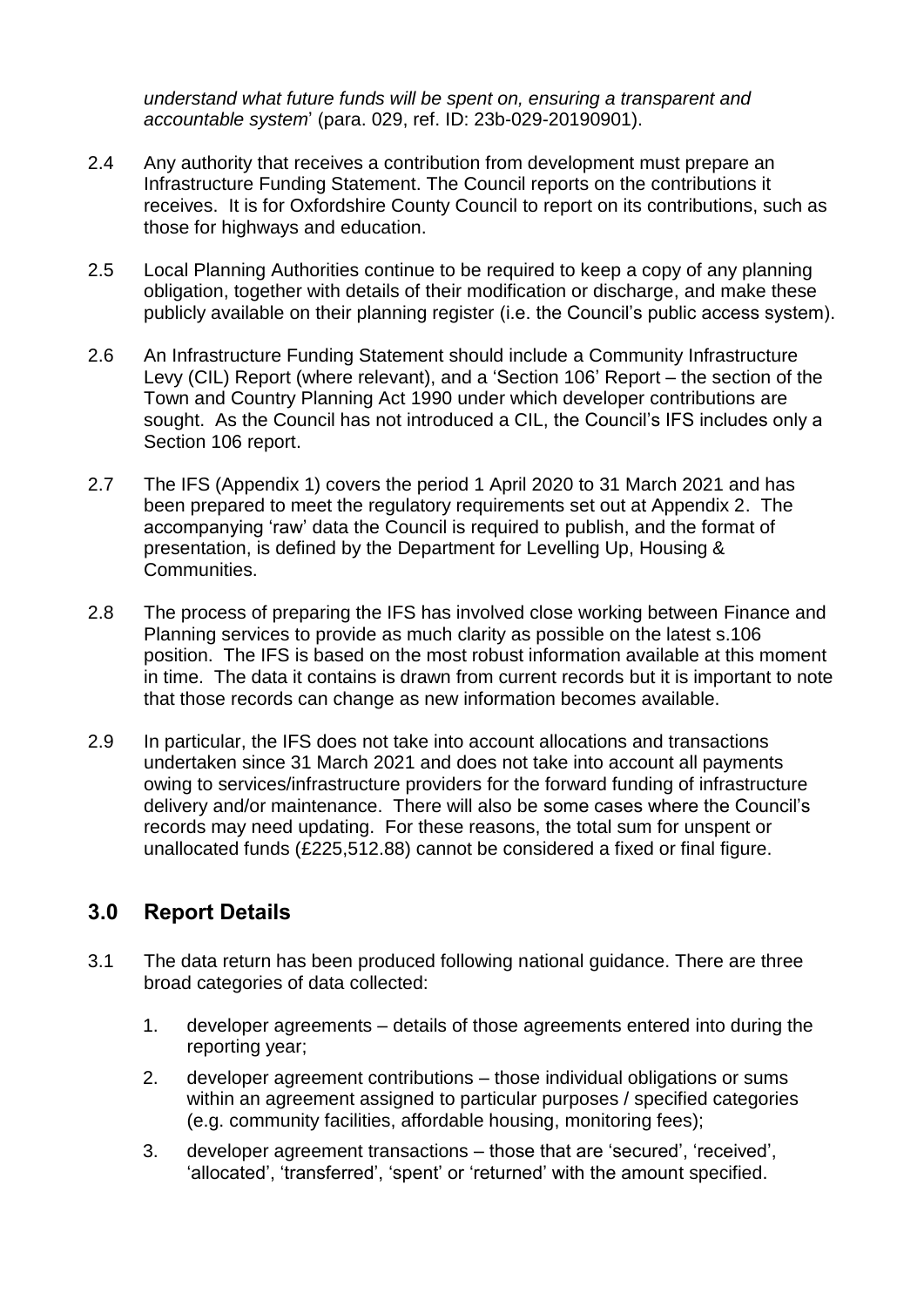*understand what future funds will be spent on, ensuring a transparent and accountable system*' (para. 029, ref. ID: 23b-029-20190901).

2.4 Any authority that receives a contribution from development must prepare an Infrastructure Funding Statement. The Council reports on the contributions it receives. It is for Oxfordshire County Council to report on its contributions, such as those for highways and education.

2.5 Local Planning Authorities continue to be required to keep a copy of any planning obligation, together with details of their modification or discharge, and make these publicly available on their planning register (i.e. the Council's public access system).

2.6 An Infrastructure Funding Statement should include a Community Infrastructure Levy (CIL) Report (where relevant), and a 'Section 106' Report – the section of the Town and Country Planning Act 1990 under which developer contributions are sought. As the Council has not introduced a CIL, the Council's IFS includes only a Section 106 report.

2.7 The IFS (Appendix 1) covers the period 1 April 2020 to 31 March 2021 and has been prepared to meet the regulatory requirements set out at Appendix 2. The accompanying 'raw' data the Council is required to publish, and the format of presentation, is defined by the Department for Levelling Up, Housing & Communities.

2.8 The process of preparing the IFS has involved close working between Finance and Planning services to provide as much clarity as possible on the latest s.106 position. The IFS is based on the most robust information available at this moment in time. The data it contains is drawn from current records but it is important to note that those records can change as new information becomes available.

2.9 In particular, the IFS does not take into account allocations and transactions undertaken since 31 March 2021 and does not take into account all payments owing to services/infrastructure providers for the forward funding of infrastructure delivery and/or maintenance. There will also be some cases where the Council's records may need updating. For these reasons, the total sum for unspent or unallocated funds (£225,512.88) cannot be considered a fixed or final figure.

## 3.0 Report Details

3.1 The data return has been produced following national guidance. There are three broad categories of data collected:

1. developer agreements – details of those agreements entered into during the reporting year;
2. developer agreement contributions – those individual obligations or sums within an agreement assigned to particular purposes / specified categories (e.g. community facilities, affordable housing, monitoring fees);
3. developer agreement transactions – those that are 'secured', 'received', 'allocated', 'transferred', 'spent' or 'returned' with the amount specified.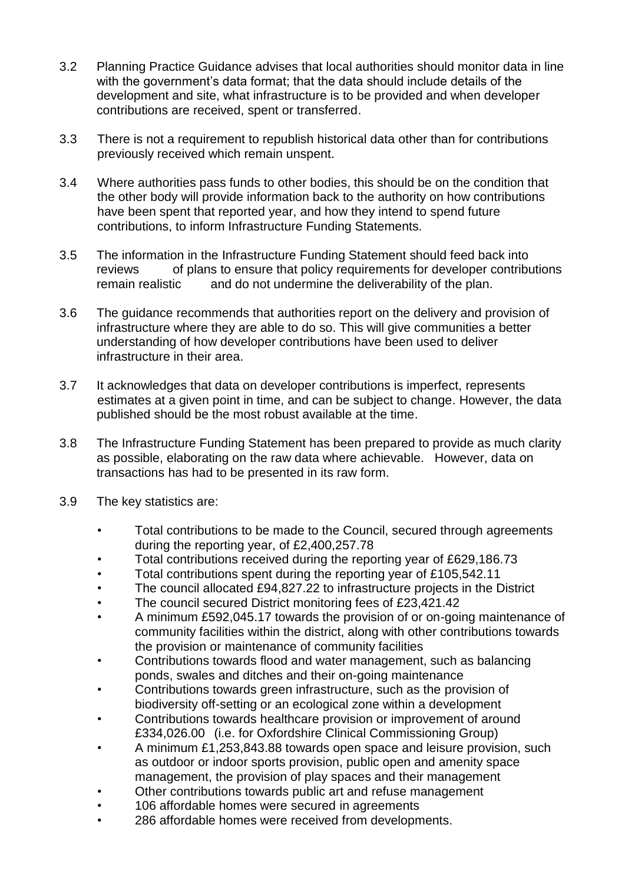3.2 Planning Practice Guidance advises that local authorities should monitor data in line with the government's data format; that the data should include details of the development and site, what infrastructure is to be provided and when developer contributions are received, spent or transferred.

3.3 There is not a requirement to republish historical data other than for contributions previously received which remain unspent.

3.4 Where authorities pass funds to other bodies, this should be on the condition that the other body will provide information back to the authority on how contributions have been spent that reported year, and how they intend to spend future contributions, to inform Infrastructure Funding Statements.

3.5 The information in the Infrastructure Funding Statement should feed back into reviews of plans to ensure that policy requirements for developer contributions remain realistic and do not undermine the deliverability of the plan.

3.6 The guidance recommends that authorities report on the delivery and provision of infrastructure where they are able to do so. This will give communities a better understanding of how developer contributions have been used to deliver infrastructure in their area.

3.7 It acknowledges that data on developer contributions is imperfect, represents estimates at a given point in time, and can be subject to change. However, the data published should be the most robust available at the time.

3.8 The Infrastructure Funding Statement has been prepared to provide as much clarity as possible, elaborating on the raw data where achievable. However, data on transactions has had to be presented in its raw form.

3.9 The key statistics are:

- Total contributions to be made to the Council, secured through agreements during the reporting year, of £2,400,257.78
- Total contributions received during the reporting year of £629,186.73
- Total contributions spent during the reporting year of £105,542.11
- The council allocated £94,827.22 to infrastructure projects in the District
- The council secured District monitoring fees of £23,421.42
- A minimum £592,045.17 towards the provision of or on-going maintenance of community facilities within the district, along with other contributions towards the provision or maintenance of community facilities
- Contributions towards flood and water management, such as balancing ponds, swales and ditches and their on-going maintenance
- Contributions towards green infrastructure, such as the provision of biodiversity off-setting or an ecological zone within a development
- Contributions towards healthcare provision or improvement of around £334,026.00 (i.e. for Oxfordshire Clinical Commissioning Group)
- A minimum £1,253,843.88 towards open space and leisure provision, such as outdoor or indoor sports provision, public open and amenity space management, the provision of play spaces and their management
- Other contributions towards public art and refuse management
- 106 affordable homes were secured in agreements
- 286 affordable homes were received from developments.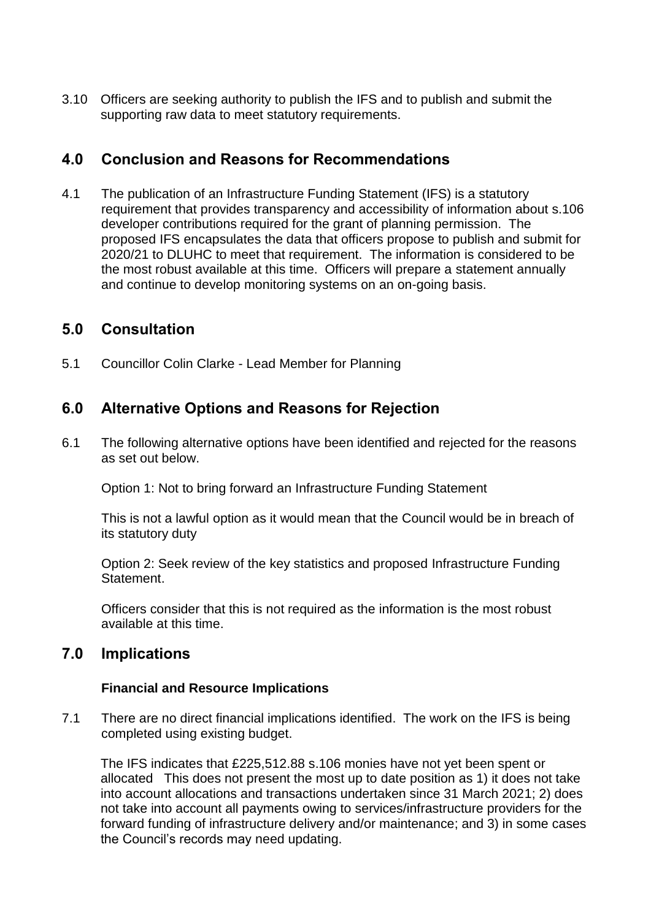3.10 Officers are seeking authority to publish the IFS and to publish and submit the supporting raw data to meet statutory requirements.

## 4.0 Conclusion and Reasons for Recommendations

4.1 The publication of an Infrastructure Funding Statement (IFS) is a statutory requirement that provides transparency and accessibility of information about s.106 developer contributions required for the grant of planning permission. The proposed IFS encapsulates the data that officers propose to publish and submit for 2020/21 to DLUHC to meet that requirement. The information is considered to be the most robust available at this time. Officers will prepare a statement annually and continue to develop monitoring systems on an on-going basis.

## 5.0 Consultation

5.1 Councillor Colin Clarke - Lead Member for Planning

## 6.0 Alternative Options and Reasons for Rejection

6.1 The following alternative options have been identified and rejected for the reasons as set out below.

Option 1: Not to bring forward an Infrastructure Funding Statement

This is not a lawful option as it would mean that the Council would be in breach of its statutory duty

Option 2: Seek review of the key statistics and proposed Infrastructure Funding Statement.

Officers consider that this is not required as the information is the most robust available at this time.

## 7.0 Implications

### Financial and Resource Implications

7.1 There are no direct financial implications identified. The work on the IFS is being completed using existing budget.

The IFS indicates that £225,512.88 s.106 monies have not yet been spent or allocated This does not present the most up to date position as 1) it does not take into account allocations and transactions undertaken since 31 March 2021; 2) does not take into account all payments owing to services/infrastructure providers for the forward funding of infrastructure delivery and/or maintenance; and 3) in some cases the Council's records may need updating.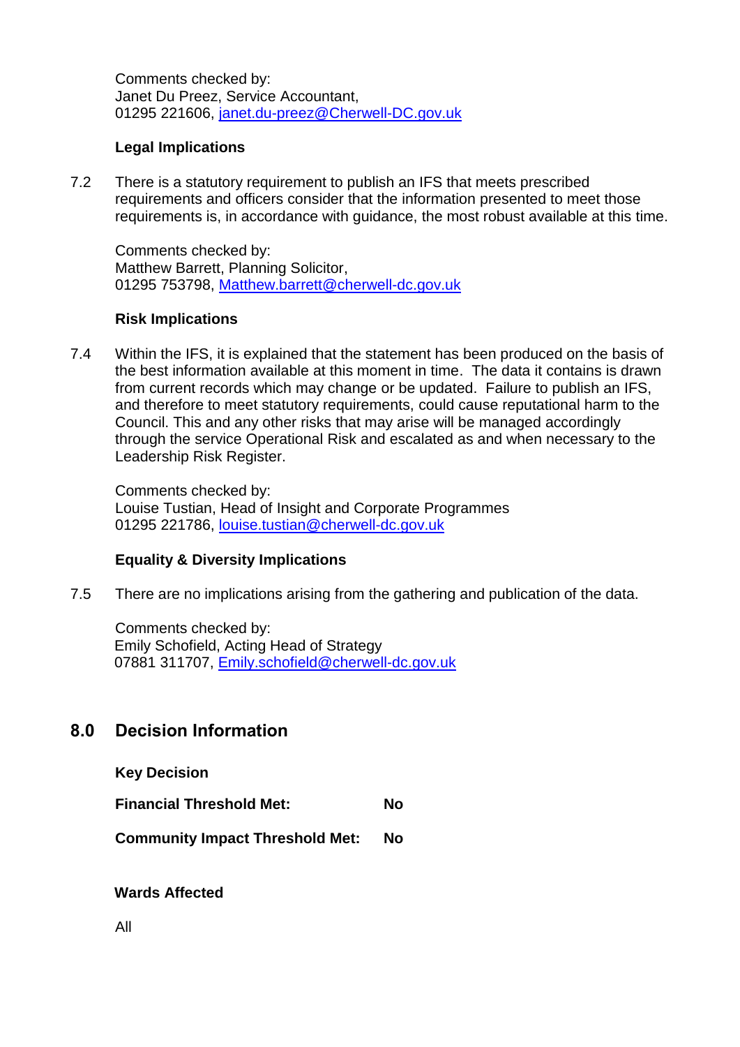Comments checked by:
Janet Du Preez, Service Accountant,
01295 221606, janet.du-preez@Cherwell-DC.gov.uk

**Legal Implications**

7.2 There is a statutory requirement to publish an IFS that meets prescribed requirements and officers consider that the information presented to meet those requirements is, in accordance with guidance, the most robust available at this time.

Comments checked by:
Matthew Barrett, Planning Solicitor,
01295 753798, Matthew.barrett@cherwell-dc.gov.uk

**Risk Implications**

7.4 Within the IFS, it is explained that the statement has been produced on the basis of the best information available at this moment in time. The data it contains is drawn from current records which may change or be updated. Failure to publish an IFS, and therefore to meet statutory requirements, could cause reputational harm to the Council. This and any other risks that may arise will be managed accordingly through the service Operational Risk and escalated as and when necessary to the Leadership Risk Register.

Comments checked by:
Louise Tustian, Head of Insight and Corporate Programmes
01295 221786, louise.tustian@cherwell-dc.gov.uk

**Equality & Diversity Implications**

7.5 There are no implications arising from the gathering and publication of the data.

Comments checked by:
Emily Schofield, Acting Head of Strategy
07881 311707, Emily.schofield@cherwell-dc.gov.uk

## 8.0 Decision Information

**Key Decision**

**Financial Threshold Met:** **No**

**Community Impact Threshold Met:** **No**

**Wards Affected**

All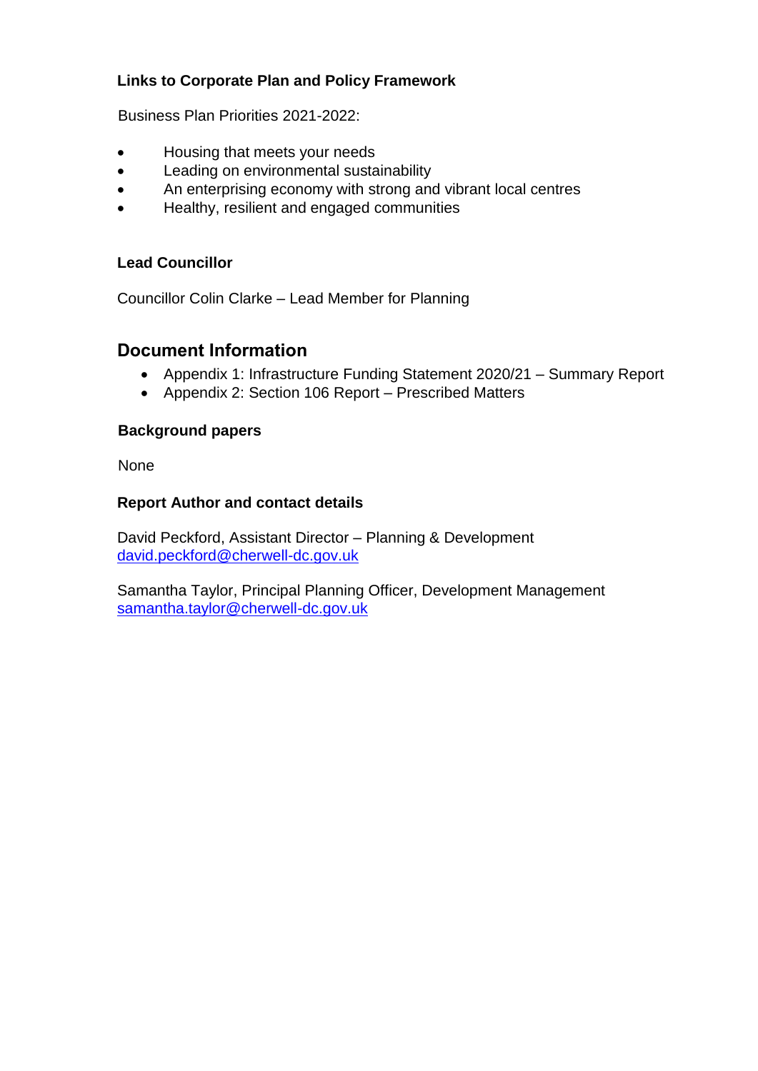**Links to Corporate Plan and Policy Framework**

Business Plan Priorities 2021-2022:

- Housing that meets your needs
- Leading on environmental sustainability
- An enterprising economy with strong and vibrant local centres
- Healthy, resilient and engaged communities

**Lead Councillor**

Councillor Colin Clarke – Lead Member for Planning

## Document Information

- Appendix 1: Infrastructure Funding Statement 2020/21 – Summary Report
- Appendix 2: Section 106 Report – Prescribed Matters

**Background papers**

None

**Report Author and contact details**

David Peckford, Assistant Director – Planning & Development
david.peckford@cherwell-dc.gov.uk

Samantha Taylor, Principal Planning Officer, Development Management
samantha.taylor@cherwell-dc.gov.uk